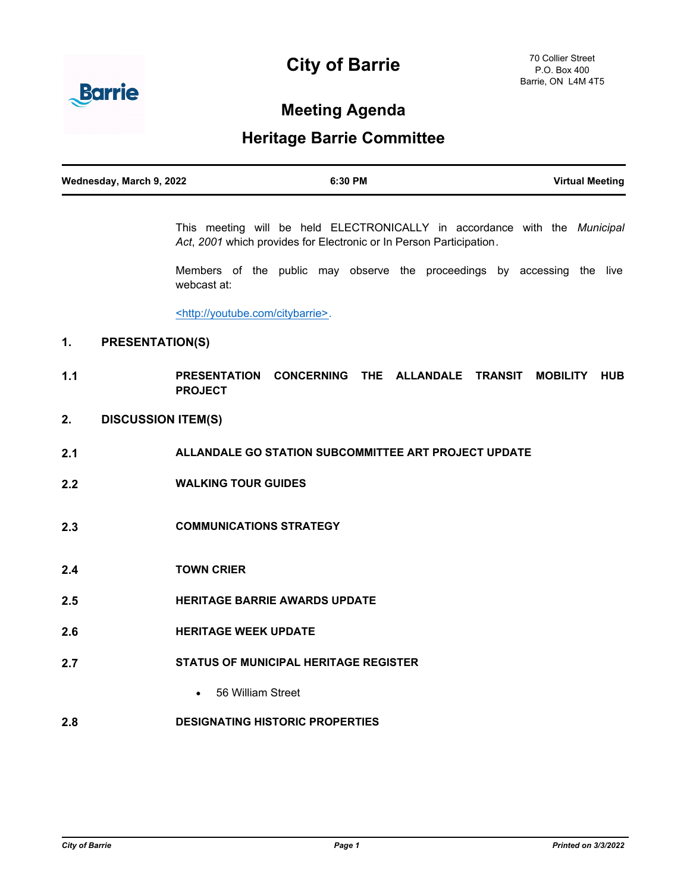# City of Barrie

70 Collier Street
P.O. Box 400
Barrie, ON L4M 4T5

## Meeting Agenda

## Heritage Barrie Committee

| Wednesday, March 9, 2022 | 6:30 PM | Virtual Meeting |
|---|---|---|

This meeting will be held ELECTRONICALLY in accordance with the *Municipal Act*, *2001* which provides for Electronic or In Person Participation.

Members of the public may observe the proceedings by accessing the live webcast at:

<http://youtube.com/citybarrie>.

### 1. PRESENTATION(S)

**1.1 PRESENTATION CONCERNING THE ALLANDALE TRANSIT MOBILITY HUB PROJECT**

### 2. DISCUSSION ITEM(S)

**2.1 ALLANDALE GO STATION SUBCOMMITTEE ART PROJECT UPDATE**

**2.2 WALKING TOUR GUIDES**

**2.3 COMMUNICATIONS STRATEGY**

**2.4 TOWN CRIER**

**2.5 HERITAGE BARRIE AWARDS UPDATE**

**2.6 HERITAGE WEEK UPDATE**

**2.7 STATUS OF MUNICIPAL HERITAGE REGISTER**

- 56 William Street

**2.8 DESIGNATING HISTORIC PROPERTIES**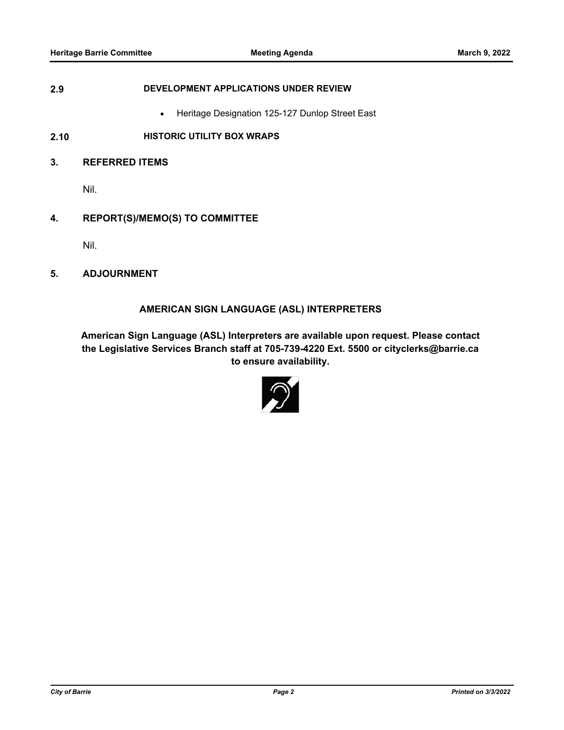**2.9 DEVELOPMENT APPLICATIONS UNDER REVIEW**

- Heritage Designation 125-127 Dunlop Street East

**2.10 HISTORIC UTILITY BOX WRAPS**

## 3. REFERRED ITEMS

Nil.

## 4. REPORT(S)/MEMO(S) TO COMMITTEE

Nil.

## 5. ADJOURNMENT

### AMERICAN SIGN LANGUAGE (ASL) INTERPRETERS

**American Sign Language (ASL) Interpreters are available upon request. Please contact the Legislative Services Branch staff at 705-739-4220 Ext. 5500 or cityclerks@barrie.ca to ensure availability.**